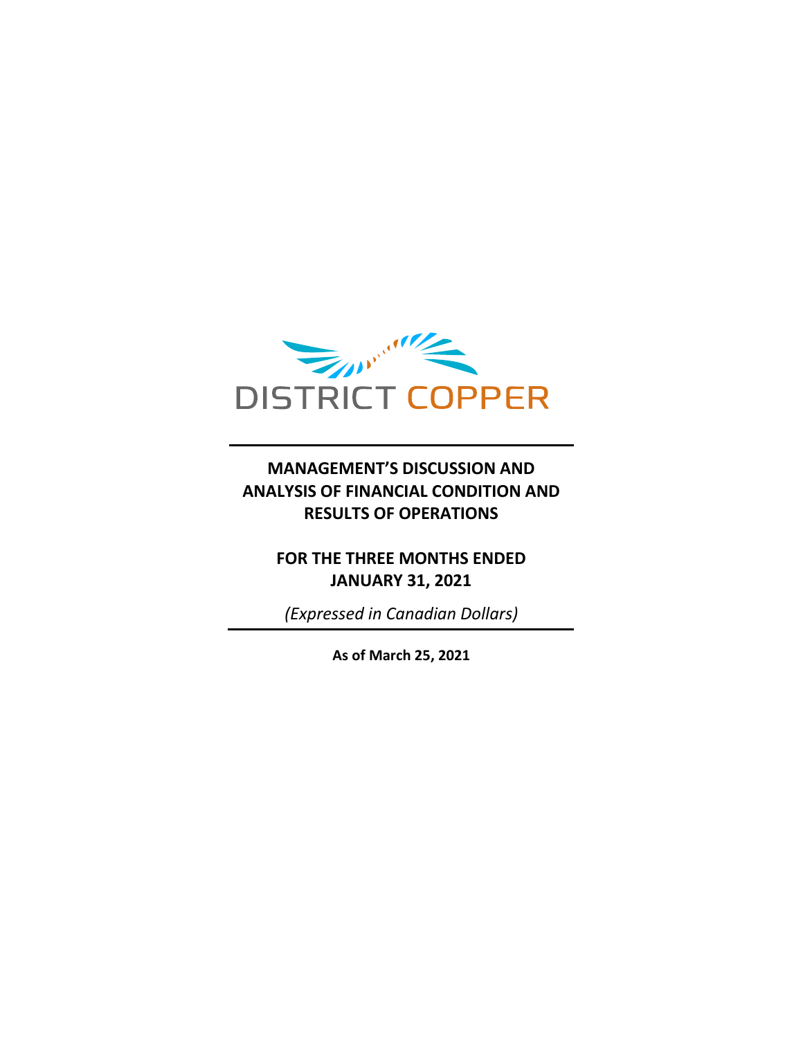DISTRICT COPPER

# MANAGEMENT'S DISCUSSION AND ANALYSIS OF FINANCIAL CONDITION AND RESULTS OF OPERATIONS

## FOR THE THREE MONTHS ENDED JANUARY 31, 2021

*(Expressed in Canadian Dollars)*

**As of March 25, 2021**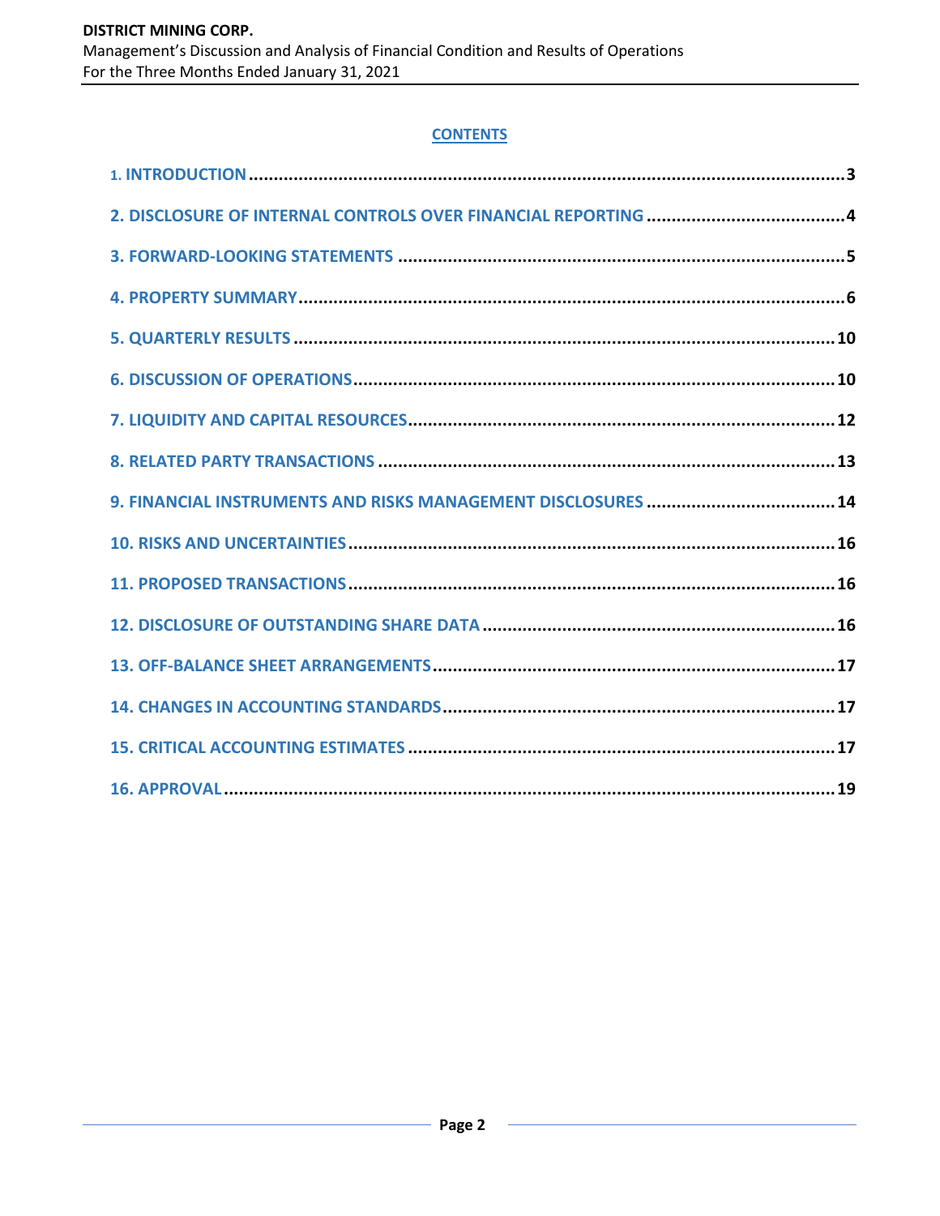## CONTENTS

| | |
|---|---|
| 1. INTRODUCTION | 3 |
| 2. DISCLOSURE OF INTERNAL CONTROLS OVER FINANCIAL REPORTING | 4 |
| 3. FORWARD-LOOKING STATEMENTS | 5 |
| 4. PROPERTY SUMMARY | 6 |
| 5. QUARTERLY RESULTS | 10 |
| 6. DISCUSSION OF OPERATIONS | 10 |
| 7. LIQUIDITY AND CAPITAL RESOURCES | 12 |
| 8. RELATED PARTY TRANSACTIONS | 13 |
| 9. FINANCIAL INSTRUMENTS AND RISKS MANAGEMENT DISCLOSURES | 14 |
| 10. RISKS AND UNCERTAINTIES | 16 |
| 11. PROPOSED TRANSACTIONS | 16 |
| 12. DISCLOSURE OF OUTSTANDING SHARE DATA | 16 |
| 13. OFF-BALANCE SHEET ARRANGEMENTS | 17 |
| 14. CHANGES IN ACCOUNTING STANDARDS | 17 |
| 15. CRITICAL ACCOUNTING ESTIMATES | 17 |
| 16. APPROVAL | 19 |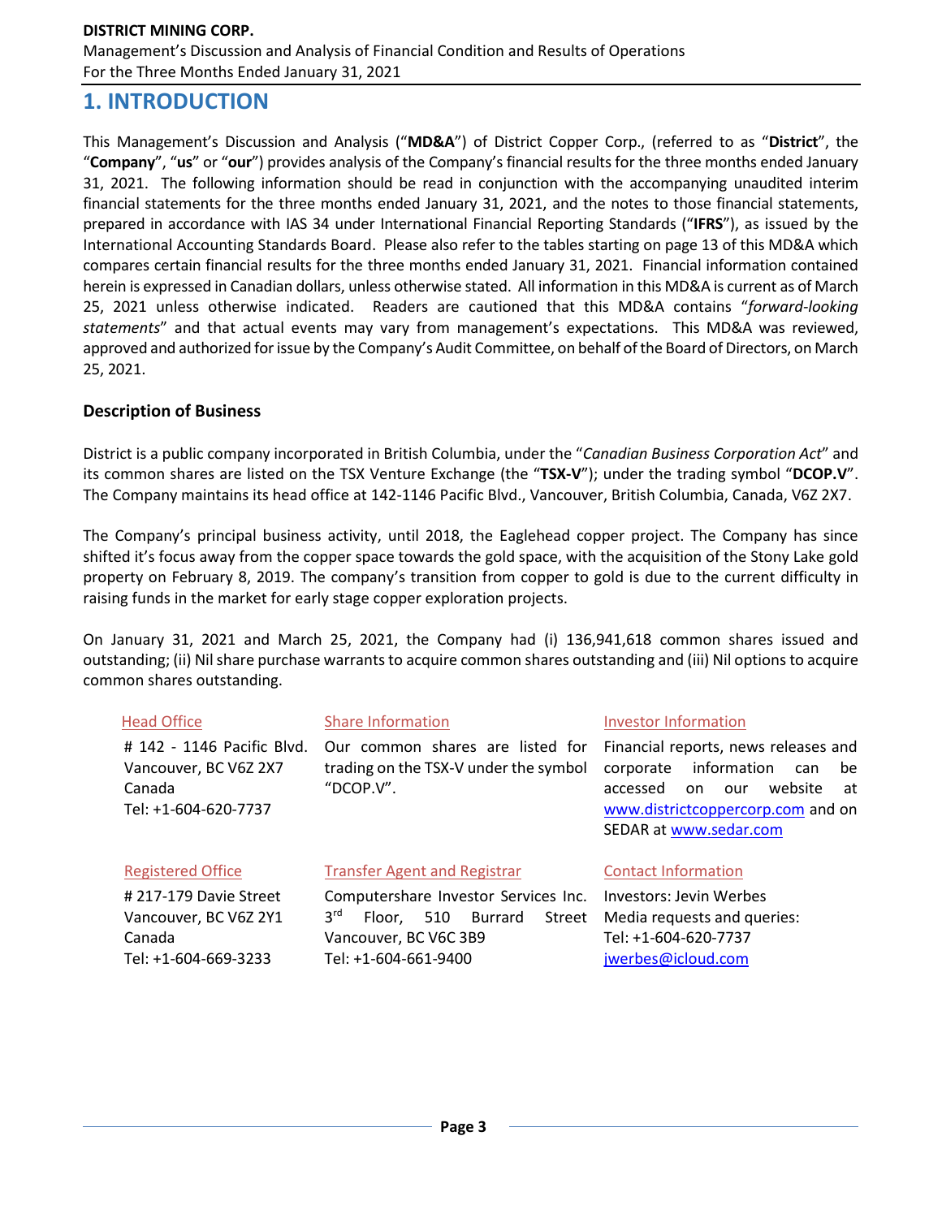# 1. INTRODUCTION

This Management's Discussion and Analysis ("**MD&A**") of District Copper Corp., (referred to as "**District**", the "**Company**", "**us**" or "**our**") provides analysis of the Company's financial results for the three months ended January 31, 2021. The following information should be read in conjunction with the accompanying unaudited interim financial statements for the three months ended January 31, 2021, and the notes to those financial statements, prepared in accordance with IAS 34 under International Financial Reporting Standards ("**IFRS**"), as issued by the International Accounting Standards Board. Please also refer to the tables starting on page 13 of this MD&A which compares certain financial results for the three months ended January 31, 2021. Financial information contained herein is expressed in Canadian dollars, unless otherwise stated. All information in this MD&A is current as of March 25, 2021 unless otherwise indicated. Readers are cautioned that this MD&A contains "*forward-looking statements*" and that actual events may vary from management's expectations. This MD&A was reviewed, approved and authorized for issue by the Company's Audit Committee, on behalf of the Board of Directors, on March 25, 2021.

## Description of Business

District is a public company incorporated in British Columbia, under the "*Canadian Business Corporation Act*" and its common shares are listed on the TSX Venture Exchange (the "**TSX-V**"); under the trading symbol "**DCOP.V**". The Company maintains its head office at 142-1146 Pacific Blvd., Vancouver, British Columbia, Canada, V6Z 2X7.

The Company's principal business activity, until 2018, the Eaglehead copper project. The Company has since shifted it's focus away from the copper space towards the gold space, with the acquisition of the Stony Lake gold property on February 8, 2019. The company's transition from copper to gold is due to the current difficulty in raising funds in the market for early stage copper exploration projects.

On January 31, 2021 and March 25, 2021, the Company had (i) 136,941,618 common shares issued and outstanding; (ii) Nil share purchase warrants to acquire common shares outstanding and (iii) Nil options to acquire common shares outstanding.

**Head Office**
# 142 - 1146 Pacific Blvd.
Vancouver, BC V6Z 2X7
Canada
Tel: +1-604-620-7737

**Share Information**
Our common shares are listed for trading on the TSX-V under the symbol "DCOP.V".

**Investor Information**
Financial reports, news releases and corporate information can be accessed on our website at www.districtcoppercorp.com and on SEDAR at www.sedar.com

**Registered Office**
# 217-179 Davie Street
Vancouver, BC V6Z 2Y1
Canada
Tel: +1-604-669-3233

**Transfer Agent and Registrar**
Computershare Investor Services Inc.
3rd Floor, 510 Burrard Street
Vancouver, BC V6C 3B9
Tel: +1-604-661-9400

**Contact Information**
Investors: Jevin Werbes
Media requests and queries:
Tel: +1-604-620-7737
jwerbes@icloud.com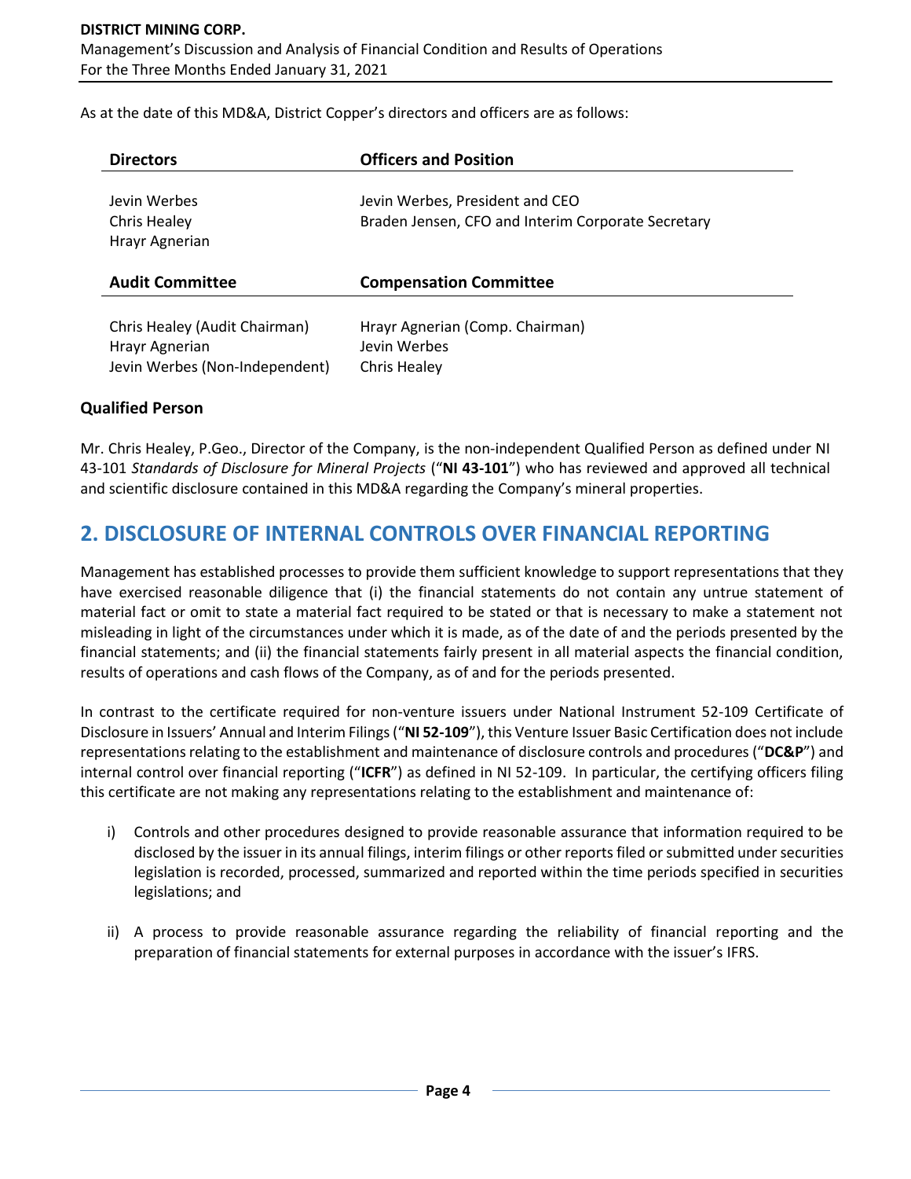As at the date of this MD&A, District Copper's directors and officers are as follows:

| Directors | Officers and Position |
| --- | --- |
| Jevin Werbes | Jevin Werbes, President and CEO |
| Chris Healey | Braden Jensen, CFO and Interim Corporate Secretary |
| Hrayr Agnerian | |

| Audit Committee | Compensation Committee |
| --- | --- |
| Chris Healey (Audit Chairman) | Hrayr Agnerian (Comp. Chairman) |
| Hrayr Agnerian | Jevin Werbes |
| Jevin Werbes (Non-Independent) | Chris Healey |

### Qualified Person

Mr. Chris Healey, P.Geo., Director of the Company, is the non-independent Qualified Person as defined under NI 43-101 *Standards of Disclosure for Mineral Projects* ("**NI 43-101**") who has reviewed and approved all technical and scientific disclosure contained in this MD&A regarding the Company's mineral properties.

## 2. DISCLOSURE OF INTERNAL CONTROLS OVER FINANCIAL REPORTING

Management has established processes to provide them sufficient knowledge to support representations that they have exercised reasonable diligence that (i) the financial statements do not contain any untrue statement of material fact or omit to state a material fact required to be stated or that is necessary to make a statement not misleading in light of the circumstances under which it is made, as of the date of and the periods presented by the financial statements; and (ii) the financial statements fairly present in all material aspects the financial condition, results of operations and cash flows of the Company, as of and for the periods presented.

In contrast to the certificate required for non-venture issuers under National Instrument 52-109 Certificate of Disclosure in Issuers' Annual and Interim Filings ("**NI 52-109**"), this Venture Issuer Basic Certification does not include representations relating to the establishment and maintenance of disclosure controls and procedures ("**DC&P**") and internal control over financial reporting ("**ICFR**") as defined in NI 52-109. In particular, the certifying officers filing this certificate are not making any representations relating to the establishment and maintenance of:

i) Controls and other procedures designed to provide reasonable assurance that information required to be disclosed by the issuer in its annual filings, interim filings or other reports filed or submitted under securities legislation is recorded, processed, summarized and reported within the time periods specified in securities legislations; and

ii) A process to provide reasonable assurance regarding the reliability of financial reporting and the preparation of financial statements for external purposes in accordance with the issuer's IFRS.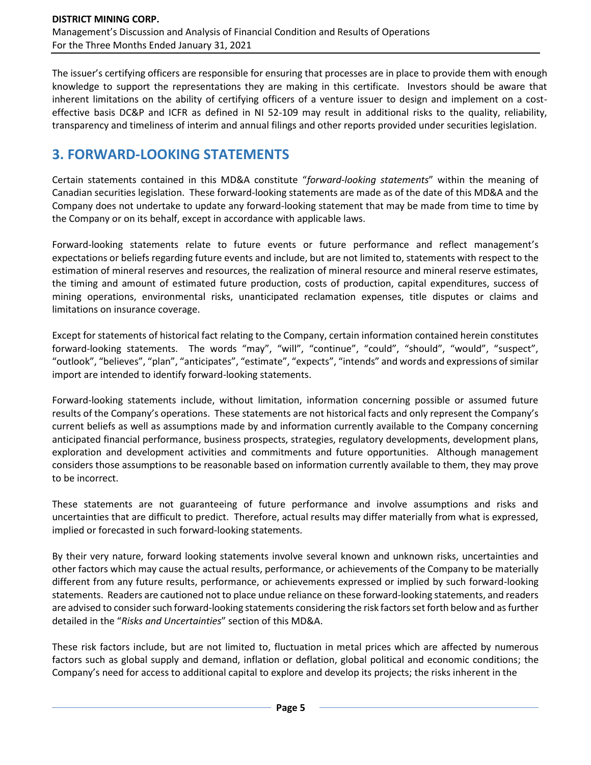The issuer's certifying officers are responsible for ensuring that processes are in place to provide them with enough knowledge to support the representations they are making in this certificate. Investors should be aware that inherent limitations on the ability of certifying officers of a venture issuer to design and implement on a cost-effective basis DC&P and ICFR as defined in NI 52-109 may result in additional risks to the quality, reliability, transparency and timeliness of interim and annual filings and other reports provided under securities legislation.

## 3. FORWARD-LOOKING STATEMENTS

Certain statements contained in this MD&A constitute "*forward-looking statements*" within the meaning of Canadian securities legislation. These forward-looking statements are made as of the date of this MD&A and the Company does not undertake to update any forward-looking statement that may be made from time to time by the Company or on its behalf, except in accordance with applicable laws.

Forward-looking statements relate to future events or future performance and reflect management's expectations or beliefs regarding future events and include, but are not limited to, statements with respect to the estimation of mineral reserves and resources, the realization of mineral resource and mineral reserve estimates, the timing and amount of estimated future production, costs of production, capital expenditures, success of mining operations, environmental risks, unanticipated reclamation expenses, title disputes or claims and limitations on insurance coverage.

Except for statements of historical fact relating to the Company, certain information contained herein constitutes forward-looking statements. The words "may", "will", "continue", "could", "should", "would", "suspect", "outlook", "believes", "plan", "anticipates", "estimate", "expects", "intends" and words and expressions of similar import are intended to identify forward-looking statements.

Forward-looking statements include, without limitation, information concerning possible or assumed future results of the Company's operations. These statements are not historical facts and only represent the Company's current beliefs as well as assumptions made by and information currently available to the Company concerning anticipated financial performance, business prospects, strategies, regulatory developments, development plans, exploration and development activities and commitments and future opportunities. Although management considers those assumptions to be reasonable based on information currently available to them, they may prove to be incorrect.

These statements are not guaranteeing of future performance and involve assumptions and risks and uncertainties that are difficult to predict. Therefore, actual results may differ materially from what is expressed, implied or forecasted in such forward-looking statements.

By their very nature, forward looking statements involve several known and unknown risks, uncertainties and other factors which may cause the actual results, performance, or achievements of the Company to be materially different from any future results, performance, or achievements expressed or implied by such forward-looking statements. Readers are cautioned not to place undue reliance on these forward-looking statements, and readers are advised to consider such forward-looking statements considering the risk factors set forth below and as further detailed in the "*Risks and Uncertainties*" section of this MD&A.

These risk factors include, but are not limited to, fluctuation in metal prices which are affected by numerous factors such as global supply and demand, inflation or deflation, global political and economic conditions; the Company's need for access to additional capital to explore and develop its projects; the risks inherent in the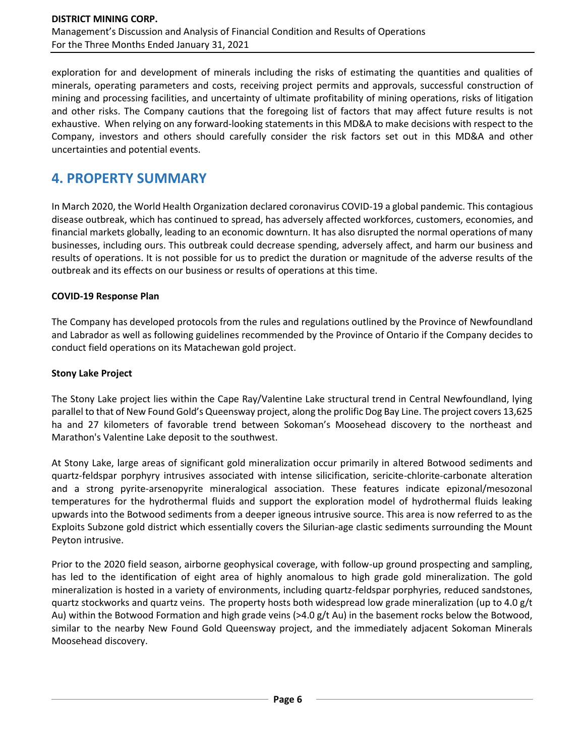exploration for and development of minerals including the risks of estimating the quantities and qualities of minerals, operating parameters and costs, receiving project permits and approvals, successful construction of mining and processing facilities, and uncertainty of ultimate profitability of mining operations, risks of litigation and other risks. The Company cautions that the foregoing list of factors that may affect future results is not exhaustive. When relying on any forward-looking statements in this MD&A to make decisions with respect to the Company, investors and others should carefully consider the risk factors set out in this MD&A and other uncertainties and potential events.

# 4. PROPERTY SUMMARY

In March 2020, the World Health Organization declared coronavirus COVID-19 a global pandemic. This contagious disease outbreak, which has continued to spread, has adversely affected workforces, customers, economies, and financial markets globally, leading to an economic downturn. It has also disrupted the normal operations of many businesses, including ours. This outbreak could decrease spending, adversely affect, and harm our business and results of operations. It is not possible for us to predict the duration or magnitude of the adverse results of the outbreak and its effects on our business or results of operations at this time.

**COVID-19 Response Plan**

The Company has developed protocols from the rules and regulations outlined by the Province of Newfoundland and Labrador as well as following guidelines recommended by the Province of Ontario if the Company decides to conduct field operations on its Matachewan gold project.

**Stony Lake Project**

The Stony Lake project lies within the Cape Ray/Valentine Lake structural trend in Central Newfoundland, lying parallel to that of New Found Gold's Queensway project, along the prolific Dog Bay Line. The project covers 13,625 ha and 27 kilometers of favorable trend between Sokoman's Moosehead discovery to the northeast and Marathon's Valentine Lake deposit to the southwest.

At Stony Lake, large areas of significant gold mineralization occur primarily in altered Botwood sediments and quartz-feldspar porphyry intrusives associated with intense silicification, sericite-chlorite-carbonate alteration and a strong pyrite-arsenopyrite mineralogical association. These features indicate epizonal/mesozonal temperatures for the hydrothermal fluids and support the exploration model of hydrothermal fluids leaking upwards into the Botwood sediments from a deeper igneous intrusive source. This area is now referred to as the Exploits Subzone gold district which essentially covers the Silurian-age clastic sediments surrounding the Mount Peyton intrusive.

Prior to the 2020 field season, airborne geophysical coverage, with follow-up ground prospecting and sampling, has led to the identification of eight area of highly anomalous to high grade gold mineralization. The gold mineralization is hosted in a variety of environments, including quartz-feldspar porphyries, reduced sandstones, quartz stockworks and quartz veins. The property hosts both widespread low grade mineralization (up to 4.0 g/t Au) within the Botwood Formation and high grade veins (>4.0 g/t Au) in the basement rocks below the Botwood, similar to the nearby New Found Gold Queensway project, and the immediately adjacent Sokoman Minerals Moosehead discovery.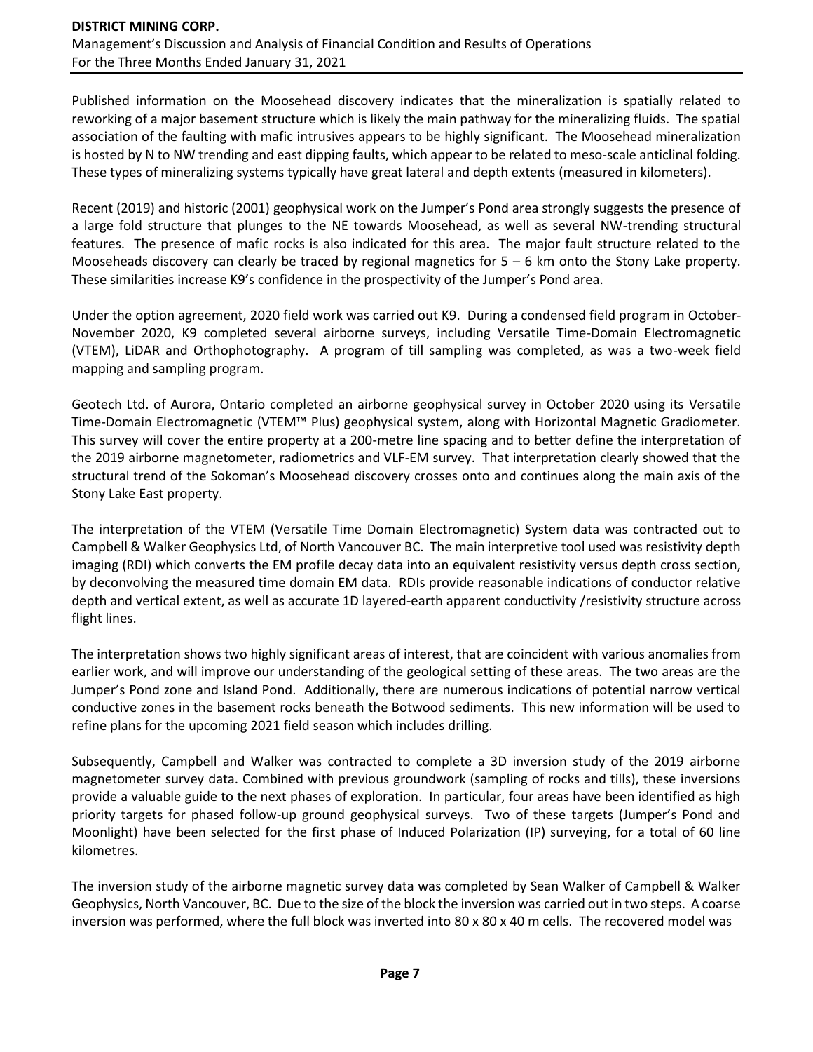Published information on the Moosehead discovery indicates that the mineralization is spatially related to reworking of a major basement structure which is likely the main pathway for the mineralizing fluids. The spatial association of the faulting with mafic intrusives appears to be highly significant. The Moosehead mineralization is hosted by N to NW trending and east dipping faults, which appear to be related to meso-scale anticlinal folding. These types of mineralizing systems typically have great lateral and depth extents (measured in kilometers).

Recent (2019) and historic (2001) geophysical work on the Jumper's Pond area strongly suggests the presence of a large fold structure that plunges to the NE towards Moosehead, as well as several NW-trending structural features. The presence of mafic rocks is also indicated for this area. The major fault structure related to the Mooseheads discovery can clearly be traced by regional magnetics for 5 – 6 km onto the Stony Lake property. These similarities increase K9's confidence in the prospectivity of the Jumper's Pond area.

Under the option agreement, 2020 field work was carried out K9. During a condensed field program in October-November 2020, K9 completed several airborne surveys, including Versatile Time-Domain Electromagnetic (VTEM), LiDAR and Orthophotography. A program of till sampling was completed, as was a two-week field mapping and sampling program.

Geotech Ltd. of Aurora, Ontario completed an airborne geophysical survey in October 2020 using its Versatile Time-Domain Electromagnetic (VTEM™ Plus) geophysical system, along with Horizontal Magnetic Gradiometer. This survey will cover the entire property at a 200-metre line spacing and to better define the interpretation of the 2019 airborne magnetometer, radiometrics and VLF-EM survey. That interpretation clearly showed that the structural trend of the Sokoman's Moosehead discovery crosses onto and continues along the main axis of the Stony Lake East property.

The interpretation of the VTEM (Versatile Time Domain Electromagnetic) System data was contracted out to Campbell & Walker Geophysics Ltd, of North Vancouver BC. The main interpretive tool used was resistivity depth imaging (RDI) which converts the EM profile decay data into an equivalent resistivity versus depth cross section, by deconvolving the measured time domain EM data. RDIs provide reasonable indications of conductor relative depth and vertical extent, as well as accurate 1D layered-earth apparent conductivity /resistivity structure across flight lines.

The interpretation shows two highly significant areas of interest, that are coincident with various anomalies from earlier work, and will improve our understanding of the geological setting of these areas. The two areas are the Jumper's Pond zone and Island Pond. Additionally, there are numerous indications of potential narrow vertical conductive zones in the basement rocks beneath the Botwood sediments. This new information will be used to refine plans for the upcoming 2021 field season which includes drilling.

Subsequently, Campbell and Walker was contracted to complete a 3D inversion study of the 2019 airborne magnetometer survey data. Combined with previous groundwork (sampling of rocks and tills), these inversions provide a valuable guide to the next phases of exploration. In particular, four areas have been identified as high priority targets for phased follow-up ground geophysical surveys. Two of these targets (Jumper's Pond and Moonlight) have been selected for the first phase of Induced Polarization (IP) surveying, for a total of 60 line kilometres.

The inversion study of the airborne magnetic survey data was completed by Sean Walker of Campbell & Walker Geophysics, North Vancouver, BC. Due to the size of the block the inversion was carried out in two steps. A coarse inversion was performed, where the full block was inverted into 80 x 80 x 40 m cells. The recovered model was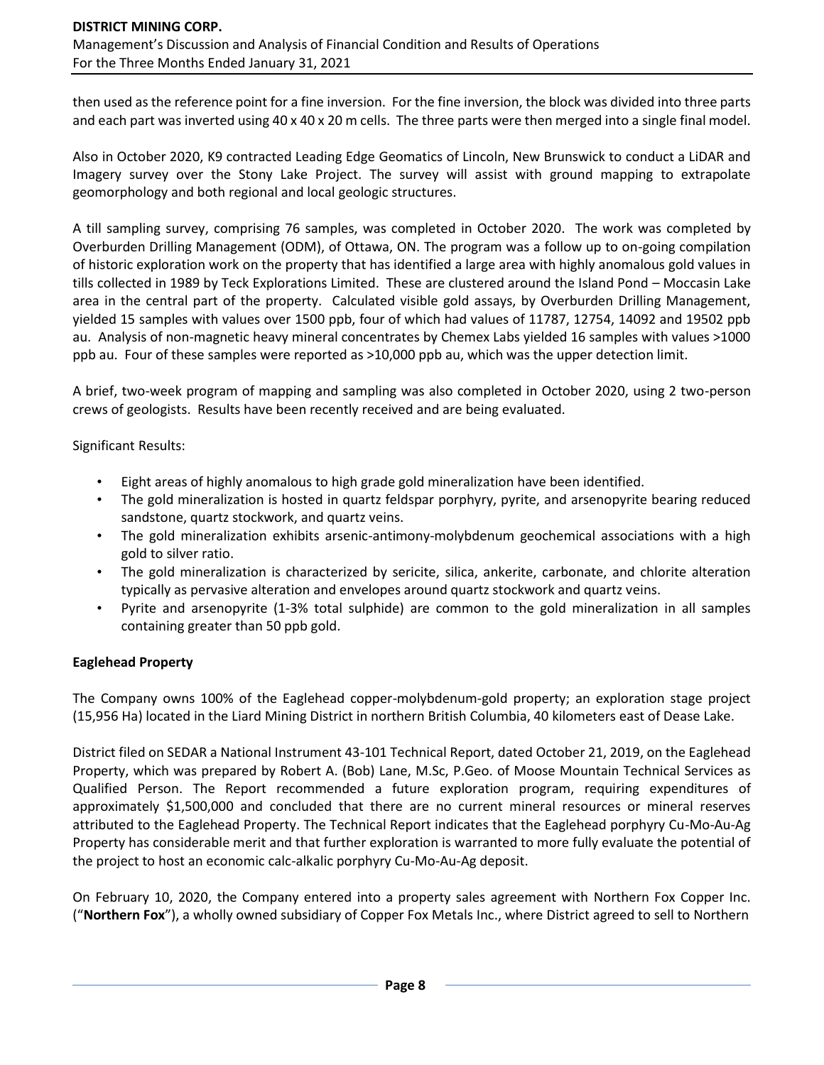then used as the reference point for a fine inversion. For the fine inversion, the block was divided into three parts and each part was inverted using 40 x 40 x 20 m cells. The three parts were then merged into a single final model.

Also in October 2020, K9 contracted Leading Edge Geomatics of Lincoln, New Brunswick to conduct a LiDAR and Imagery survey over the Stony Lake Project. The survey will assist with ground mapping to extrapolate geomorphology and both regional and local geologic structures.

A till sampling survey, comprising 76 samples, was completed in October 2020. The work was completed by Overburden Drilling Management (ODM), of Ottawa, ON. The program was a follow up to on-going compilation of historic exploration work on the property that has identified a large area with highly anomalous gold values in tills collected in 1989 by Teck Explorations Limited. These are clustered around the Island Pond – Moccasin Lake area in the central part of the property. Calculated visible gold assays, by Overburden Drilling Management, yielded 15 samples with values over 1500 ppb, four of which had values of 11787, 12754, 14092 and 19502 ppb au. Analysis of non-magnetic heavy mineral concentrates by Chemex Labs yielded 16 samples with values >1000 ppb au. Four of these samples were reported as >10,000 ppb au, which was the upper detection limit.

A brief, two-week program of mapping and sampling was also completed in October 2020, using 2 two-person crews of geologists. Results have been recently received and are being evaluated.

Significant Results:

- Eight areas of highly anomalous to high grade gold mineralization have been identified.
- The gold mineralization is hosted in quartz feldspar porphyry, pyrite, and arsenopyrite bearing reduced sandstone, quartz stockwork, and quartz veins.
- The gold mineralization exhibits arsenic-antimony-molybdenum geochemical associations with a high gold to silver ratio.
- The gold mineralization is characterized by sericite, silica, ankerite, carbonate, and chlorite alteration typically as pervasive alteration and envelopes around quartz stockwork and quartz veins.
- Pyrite and arsenopyrite (1-3% total sulphide) are common to the gold mineralization in all samples containing greater than 50 ppb gold.

**Eaglehead Property**

The Company owns 100% of the Eaglehead copper-molybdenum-gold property; an exploration stage project (15,956 Ha) located in the Liard Mining District in northern British Columbia, 40 kilometers east of Dease Lake.

District filed on SEDAR a National Instrument 43-101 Technical Report, dated October 21, 2019, on the Eaglehead Property, which was prepared by Robert A. (Bob) Lane, M.Sc, P.Geo. of Moose Mountain Technical Services as Qualified Person. The Report recommended a future exploration program, requiring expenditures of approximately $1,500,000 and concluded that there are no current mineral resources or mineral reserves attributed to the Eaglehead Property. The Technical Report indicates that the Eaglehead porphyry Cu-Mo-Au-Ag Property has considerable merit and that further exploration is warranted to more fully evaluate the potential of the project to host an economic calc-alkalic porphyry Cu-Mo-Au-Ag deposit.

On February 10, 2020, the Company entered into a property sales agreement with Northern Fox Copper Inc. ("**Northern Fox**"), a wholly owned subsidiary of Copper Fox Metals Inc., where District agreed to sell to Northern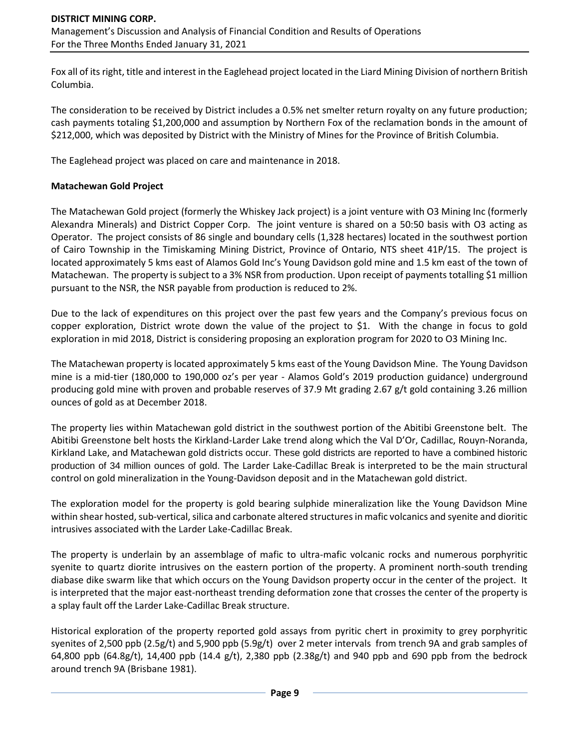Fox all of its right, title and interest in the Eaglehead project located in the Liard Mining Division of northern British Columbia.

The consideration to be received by District includes a 0.5% net smelter return royalty on any future production; cash payments totaling $1,200,000 and assumption by Northern Fox of the reclamation bonds in the amount of $212,000, which was deposited by District with the Ministry of Mines for the Province of British Columbia.

The Eaglehead project was placed on care and maintenance in 2018.

**Matachewan Gold Project**

The Matachewan Gold project (formerly the Whiskey Jack project) is a joint venture with O3 Mining Inc (formerly Alexandra Minerals) and District Copper Corp. The joint venture is shared on a 50:50 basis with O3 acting as Operator. The project consists of 86 single and boundary cells (1,328 hectares) located in the southwest portion of Cairo Township in the Timiskaming Mining District, Province of Ontario, NTS sheet 41P/15. The project is located approximately 5 kms east of Alamos Gold Inc's Young Davidson gold mine and 1.5 km east of the town of Matachewan. The property is subject to a 3% NSR from production. Upon receipt of payments totalling $1 million pursuant to the NSR, the NSR payable from production is reduced to 2%.

Due to the lack of expenditures on this project over the past few years and the Company's previous focus on copper exploration, District wrote down the value of the project to $1. With the change in focus to gold exploration in mid 2018, District is considering proposing an exploration program for 2020 to O3 Mining Inc.

The Matachewan property is located approximately 5 kms east of the Young Davidson Mine. The Young Davidson mine is a mid-tier (180,000 to 190,000 oz's per year - Alamos Gold's 2019 production guidance) underground producing gold mine with proven and probable reserves of 37.9 Mt grading 2.67 g/t gold containing 3.26 million ounces of gold as at December 2018.

The property lies within Matachewan gold district in the southwest portion of the Abitibi Greenstone belt. The Abitibi Greenstone belt hosts the Kirkland-Larder Lake trend along which the Val D'Or, Cadillac, Rouyn-Noranda, Kirkland Lake, and Matachewan gold districts occur. These gold districts are reported to have a combined historic production of 34 million ounces of gold. The Larder Lake-Cadillac Break is interpreted to be the main structural control on gold mineralization in the Young-Davidson deposit and in the Matachewan gold district.

The exploration model for the property is gold bearing sulphide mineralization like the Young Davidson Mine within shear hosted, sub-vertical, silica and carbonate altered structures in mafic volcanics and syenite and dioritic intrusives associated with the Larder Lake-Cadillac Break.

The property is underlain by an assemblage of mafic to ultra-mafic volcanic rocks and numerous porphyritic syenite to quartz diorite intrusives on the eastern portion of the property. A prominent north-south trending diabase dike swarm like that which occurs on the Young Davidson property occur in the center of the project. It is interpreted that the major east-northeast trending deformation zone that crosses the center of the property is a splay fault off the Larder Lake-Cadillac Break structure.

Historical exploration of the property reported gold assays from pyritic chert in proximity to grey porphyritic syenites of 2,500 ppb (2.5g/t) and 5,900 ppb (5.9g/t) over 2 meter intervals from trench 9A and grab samples of 64,800 ppb (64.8g/t), 14,400 ppb (14.4 g/t), 2,380 ppb (2.38g/t) and 940 ppb and 690 ppb from the bedrock around trench 9A (Brisbane 1981).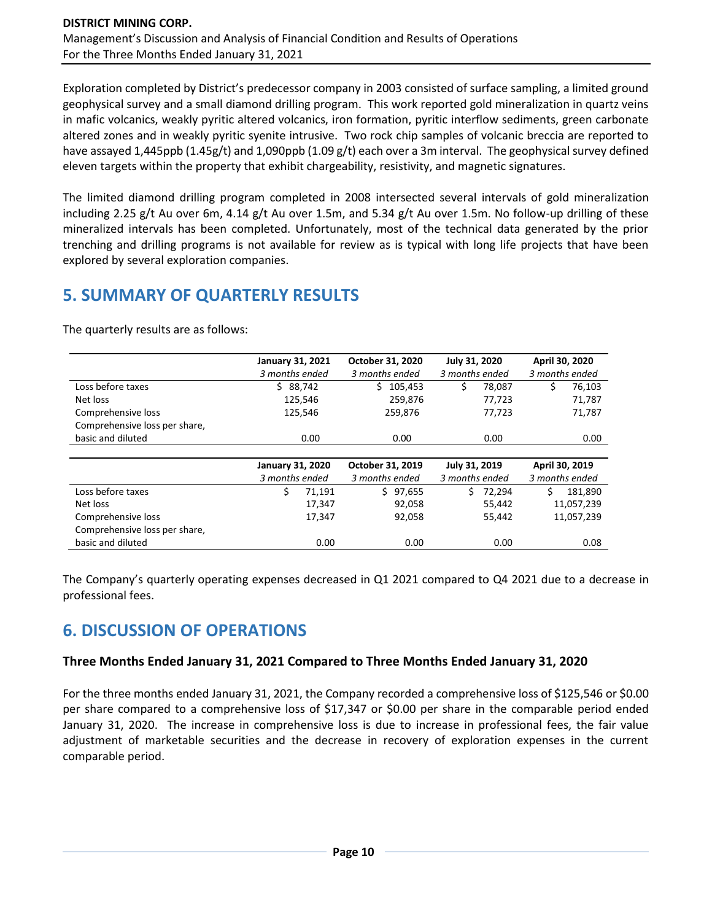Exploration completed by District's predecessor company in 2003 consisted of surface sampling, a limited ground geophysical survey and a small diamond drilling program. This work reported gold mineralization in quartz veins in mafic volcanics, weakly pyritic altered volcanics, iron formation, pyritic interflow sediments, green carbonate altered zones and in weakly pyritic syenite intrusive. Two rock chip samples of volcanic breccia are reported to have assayed 1,445ppb (1.45g/t) and 1,090ppb (1.09 g/t) each over a 3m interval. The geophysical survey defined eleven targets within the property that exhibit chargeability, resistivity, and magnetic signatures.

The limited diamond drilling program completed in 2008 intersected several intervals of gold mineralization including 2.25 g/t Au over 6m, 4.14 g/t Au over 1.5m, and 5.34 g/t Au over 1.5m. No follow-up drilling of these mineralized intervals has been completed. Unfortunately, most of the technical data generated by the prior trenching and drilling programs is not available for review as is typical with long life projects that have been explored by several exploration companies.

## 5. SUMMARY OF QUARTERLY RESULTS

The quarterly results are as follows:

| | **January 31, 2021**<br>*3 months ended* | **October 31, 2020**<br>*3 months ended* | **July 31, 2020**<br>*3 months ended* | **April 30, 2020**<br>*3 months ended* |
|---|---|---|---|---|
| Loss before taxes | $ 88,742 | $ 105,453 | $ 78,087 | $ 76,103 |
| Net loss | 125,546 | 259,876 | 77,723 | 71,787 |
| Comprehensive loss | 125,546 | 259,876 | 77,723 | 71,787 |
| Comprehensive loss per share, basic and diluted | 0.00 | 0.00 | 0.00 | 0.00 |

| | **January 31, 2020**<br>*3 months ended* | **October 31, 2019**<br>*3 months ended* | **July 31, 2019**<br>*3 months ended* | **April 30, 2019**<br>*3 months ended* |
|---|---|---|---|---|
| Loss before taxes | $ 71,191 | $ 97,655 | $ 72,294 | $ 181,890 |
| Net loss | 17,347 | 92,058 | 55,442 | 11,057,239 |
| Comprehensive loss | 17,347 | 92,058 | 55,442 | 11,057,239 |
| Comprehensive loss per share, basic and diluted | 0.00 | 0.00 | 0.00 | 0.08 |

The Company's quarterly operating expenses decreased in Q1 2021 compared to Q4 2021 due to a decrease in professional fees.

## 6. DISCUSSION OF OPERATIONS

### Three Months Ended January 31, 2021 Compared to Three Months Ended January 31, 2020

For the three months ended January 31, 2021, the Company recorded a comprehensive loss of $125,546 or $0.00 per share compared to a comprehensive loss of $17,347 or $0.00 per share in the comparable period ended January 31, 2020. The increase in comprehensive loss is due to increase in professional fees, the fair value adjustment of marketable securities and the decrease in recovery of exploration expenses in the current comparable period.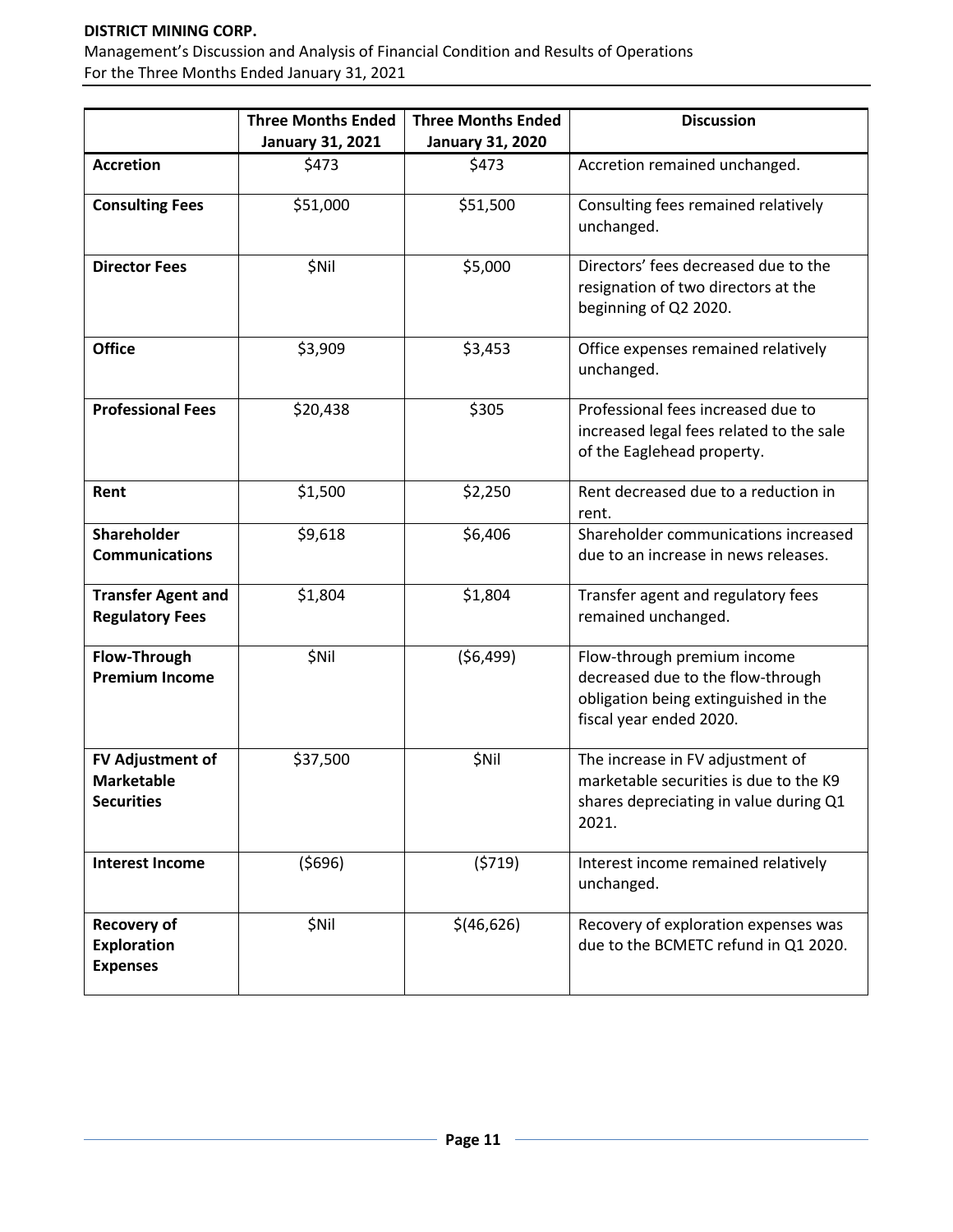| | Three Months Ended January 31, 2021 | Three Months Ended January 31, 2020 | Discussion |
|---|---|---|---|
| **Accretion** | $473 | $473 | Accretion remained unchanged. |
| **Consulting Fees** | $51,000 | $51,500 | Consulting fees remained relatively unchanged. |
| **Director Fees** | $Nil | $5,000 | Directors' fees decreased due to the resignation of two directors at the beginning of Q2 2020. |
| **Office** | $3,909 | $3,453 | Office expenses remained relatively unchanged. |
| **Professional Fees** | $20,438 | $305 | Professional fees increased due to increased legal fees related to the sale of the Eaglehead property. |
| **Rent** | $1,500 | $2,250 | Rent decreased due to a reduction in rent. |
| **Shareholder Communications** | $9,618 | $6,406 | Shareholder communications increased due to an increase in news releases. |
| **Transfer Agent and Regulatory Fees** | $1,804 | $1,804 | Transfer agent and regulatory fees remained unchanged. |
| **Flow-Through Premium Income** | $Nil | ($6,499) | Flow-through premium income decreased due to the flow-through obligation being extinguished in the fiscal year ended 2020. |
| **FV Adjustment of Marketable Securities** | $37,500 | $Nil | The increase in FV adjustment of marketable securities is due to the K9 shares depreciating in value during Q1 2021. |
| **Interest Income** | ($696) | ($719) | Interest income remained relatively unchanged. |
| **Recovery of Exploration Expenses** | $Nil | $(46,626) | Recovery of exploration expenses was due to the BCMETC refund in Q1 2020. |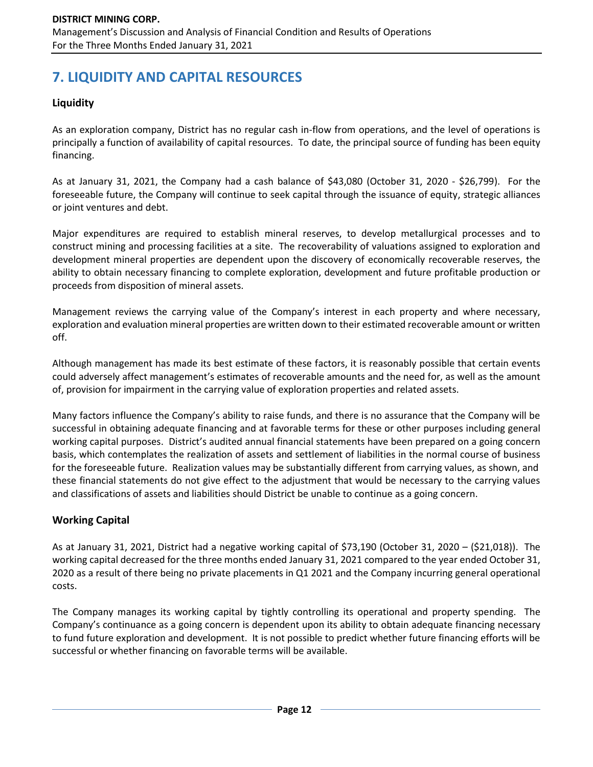# 7. LIQUIDITY AND CAPITAL RESOURCES

### Liquidity

As an exploration company, District has no regular cash in-flow from operations, and the level of operations is principally a function of availability of capital resources. To date, the principal source of funding has been equity financing.

As at January 31, 2021, the Company had a cash balance of $43,080 (October 31, 2020 - $26,799). For the foreseeable future, the Company will continue to seek capital through the issuance of equity, strategic alliances or joint ventures and debt.

Major expenditures are required to establish mineral reserves, to develop metallurgical processes and to construct mining and processing facilities at a site. The recoverability of valuations assigned to exploration and development mineral properties are dependent upon the discovery of economically recoverable reserves, the ability to obtain necessary financing to complete exploration, development and future profitable production or proceeds from disposition of mineral assets.

Management reviews the carrying value of the Company's interest in each property and where necessary, exploration and evaluation mineral properties are written down to their estimated recoverable amount or written off.

Although management has made its best estimate of these factors, it is reasonably possible that certain events could adversely affect management's estimates of recoverable amounts and the need for, as well as the amount of, provision for impairment in the carrying value of exploration properties and related assets.

Many factors influence the Company's ability to raise funds, and there is no assurance that the Company will be successful in obtaining adequate financing and at favorable terms for these or other purposes including general working capital purposes. District's audited annual financial statements have been prepared on a going concern basis, which contemplates the realization of assets and settlement of liabilities in the normal course of business for the foreseeable future. Realization values may be substantially different from carrying values, as shown, and these financial statements do not give effect to the adjustment that would be necessary to the carrying values and classifications of assets and liabilities should District be unable to continue as a going concern.

## Working Capital

As at January 31, 2021, District had a negative working capital of $73,190 (October 31, 2020 – ($21,018)). The working capital decreased for the three months ended January 31, 2021 compared to the year ended October 31, 2020 as a result of there being no private placements in Q1 2021 and the Company incurring general operational costs.

The Company manages its working capital by tightly controlling its operational and property spending. The Company's continuance as a going concern is dependent upon its ability to obtain adequate financing necessary to fund future exploration and development. It is not possible to predict whether future financing efforts will be successful or whether financing on favorable terms will be available.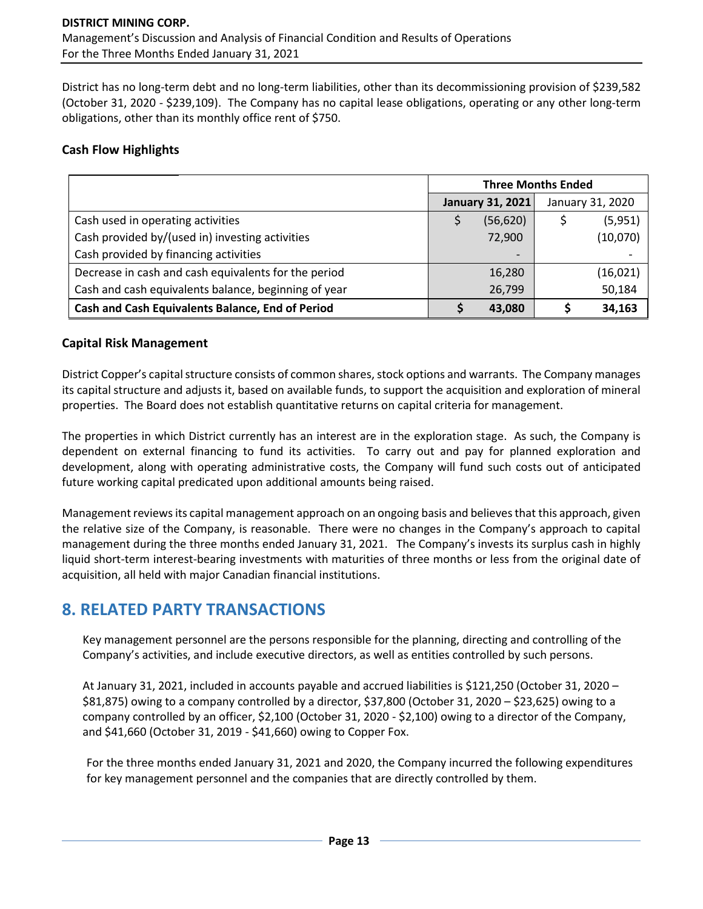District has no long-term debt and no long-term liabilities, other than its decommissioning provision of $239,582 (October 31, 2020 - $239,109). The Company has no capital lease obligations, operating or any other long-term obligations, other than its monthly office rent of $750.

### Cash Flow Highlights

| | Three Months Ended | |
|---|---|---|
| | **January 31, 2021** | January 31, 2020 |
| Cash used in operating activities | $ (56,620) | $ (5,951) |
| Cash provided by/(used in) investing activities | 72,900 | (10,070) |
| Cash provided by financing activities | - | - |
| Decrease in cash and cash equivalents for the period | 16,280 | (16,021) |
| Cash and cash equivalents balance, beginning of year | 26,799 | 50,184 |
| **Cash and Cash Equivalents Balance, End of Period** | **$ 43,080** | **$ 34,163** |

### Capital Risk Management

District Copper's capital structure consists of common shares, stock options and warrants. The Company manages its capital structure and adjusts it, based on available funds, to support the acquisition and exploration of mineral properties. The Board does not establish quantitative returns on capital criteria for management.

The properties in which District currently has an interest are in the exploration stage. As such, the Company is dependent on external financing to fund its activities. To carry out and pay for planned exploration and development, along with operating administrative costs, the Company will fund such costs out of anticipated future working capital predicated upon additional amounts being raised.

Management reviews its capital management approach on an ongoing basis and believes that this approach, given the relative size of the Company, is reasonable. There were no changes in the Company's approach to capital management during the three months ended January 31, 2021. The Company's invests its surplus cash in highly liquid short-term interest-bearing investments with maturities of three months or less from the original date of acquisition, all held with major Canadian financial institutions.

## 8. RELATED PARTY TRANSACTIONS

Key management personnel are the persons responsible for the planning, directing and controlling of the Company's activities, and include executive directors, as well as entities controlled by such persons.

At January 31, 2021, included in accounts payable and accrued liabilities is $121,250 (October 31, 2020 – $81,875) owing to a company controlled by a director, $37,800 (October 31, 2020 – $23,625) owing to a company controlled by an officer, $2,100 (October 31, 2020 - $2,100) owing to a director of the Company, and $41,660 (October 31, 2019 - $41,660) owing to Copper Fox.

For the three months ended January 31, 2021 and 2020, the Company incurred the following expenditures for key management personnel and the companies that are directly controlled by them.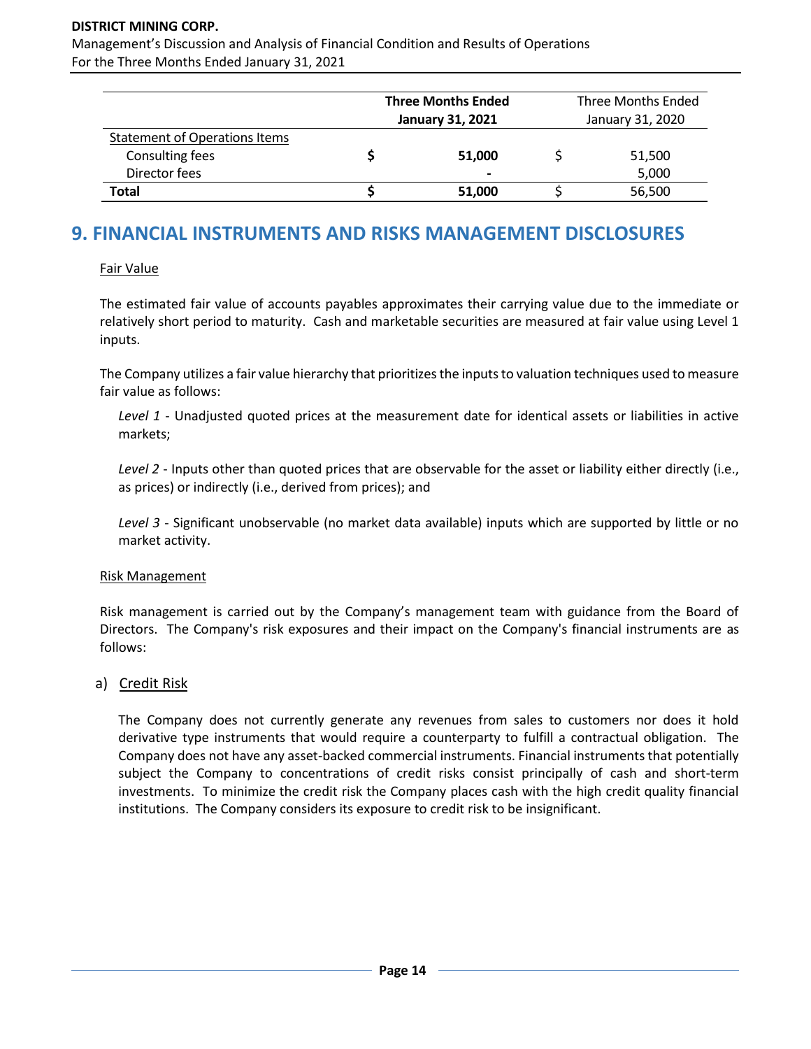| | **Three Months Ended January 31, 2021** | Three Months Ended January 31, 2020 |
|---|---|---|
| Statement of Operations Items | | |
| Consulting fees | **$ 51,000** | $ 51,500 |
| Director fees | **-** | 5,000 |
| **Total** | **$ 51,000** | $ 56,500 |

# 9. FINANCIAL INSTRUMENTS AND RISKS MANAGEMENT DISCLOSURES

Fair Value

The estimated fair value of accounts payables approximates their carrying value due to the immediate or relatively short period to maturity. Cash and marketable securities are measured at fair value using Level 1 inputs.

The Company utilizes a fair value hierarchy that prioritizes the inputs to valuation techniques used to measure fair value as follows:

*Level 1* - Unadjusted quoted prices at the measurement date for identical assets or liabilities in active markets;

*Level 2* - Inputs other than quoted prices that are observable for the asset or liability either directly (i.e., as prices) or indirectly (i.e., derived from prices); and

*Level 3* - Significant unobservable (no market data available) inputs which are supported by little or no market activity.

Risk Management

Risk management is carried out by the Company's management team with guidance from the Board of Directors. The Company's risk exposures and their impact on the Company's financial instruments are as follows:

a) Credit Risk

The Company does not currently generate any revenues from sales to customers nor does it hold derivative type instruments that would require a counterparty to fulfill a contractual obligation. The Company does not have any asset-backed commercial instruments. Financial instruments that potentially subject the Company to concentrations of credit risks consist principally of cash and short-term investments. To minimize the credit risk the Company places cash with the high credit quality financial institutions. The Company considers its exposure to credit risk to be insignificant.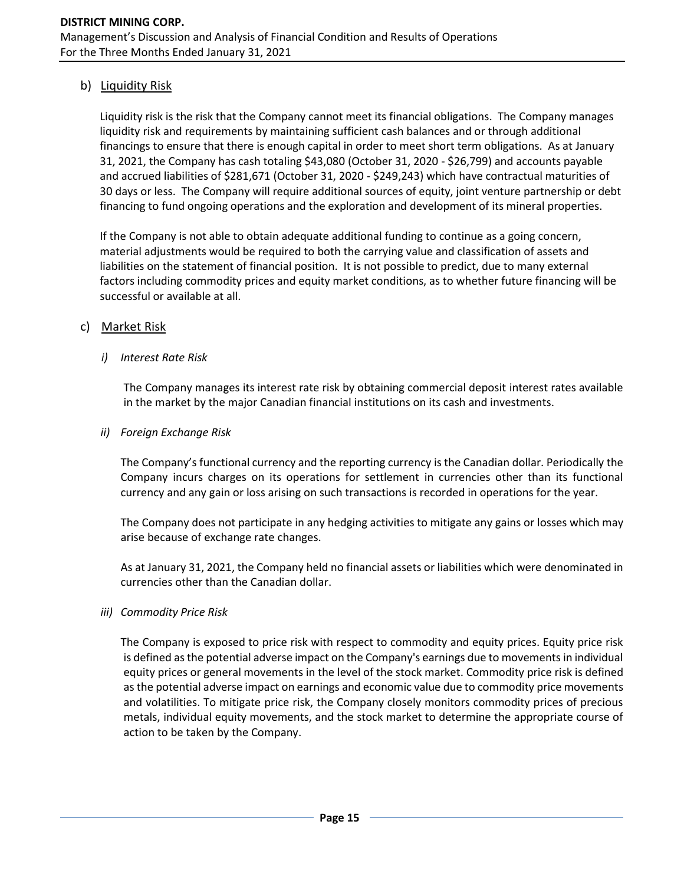## b) Liquidity Risk

Liquidity risk is the risk that the Company cannot meet its financial obligations. The Company manages liquidity risk and requirements by maintaining sufficient cash balances and or through additional financings to ensure that there is enough capital in order to meet short term obligations. As at January 31, 2021, the Company has cash totaling $43,080 (October 31, 2020 - $26,799) and accounts payable and accrued liabilities of $281,671 (October 31, 2020 - $249,243) which have contractual maturities of 30 days or less. The Company will require additional sources of equity, joint venture partnership or debt financing to fund ongoing operations and the exploration and development of its mineral properties.

If the Company is not able to obtain adequate additional funding to continue as a going concern, material adjustments would be required to both the carrying value and classification of assets and liabilities on the statement of financial position. It is not possible to predict, due to many external factors including commodity prices and equity market conditions, as to whether future financing will be successful or available at all.

## c) Market Risk

### *i) Interest Rate Risk*

The Company manages its interest rate risk by obtaining commercial deposit interest rates available in the market by the major Canadian financial institutions on its cash and investments.

### *ii) Foreign Exchange Risk*

The Company's functional currency and the reporting currency is the Canadian dollar. Periodically the Company incurs charges on its operations for settlement in currencies other than its functional currency and any gain or loss arising on such transactions is recorded in operations for the year.

The Company does not participate in any hedging activities to mitigate any gains or losses which may arise because of exchange rate changes.

As at January 31, 2021, the Company held no financial assets or liabilities which were denominated in currencies other than the Canadian dollar.

### *iii) Commodity Price Risk*

The Company is exposed to price risk with respect to commodity and equity prices. Equity price risk is defined as the potential adverse impact on the Company's earnings due to movements in individual equity prices or general movements in the level of the stock market. Commodity price risk is defined as the potential adverse impact on earnings and economic value due to commodity price movements and volatilities. To mitigate price risk, the Company closely monitors commodity prices of precious metals, individual equity movements, and the stock market to determine the appropriate course of action to be taken by the Company.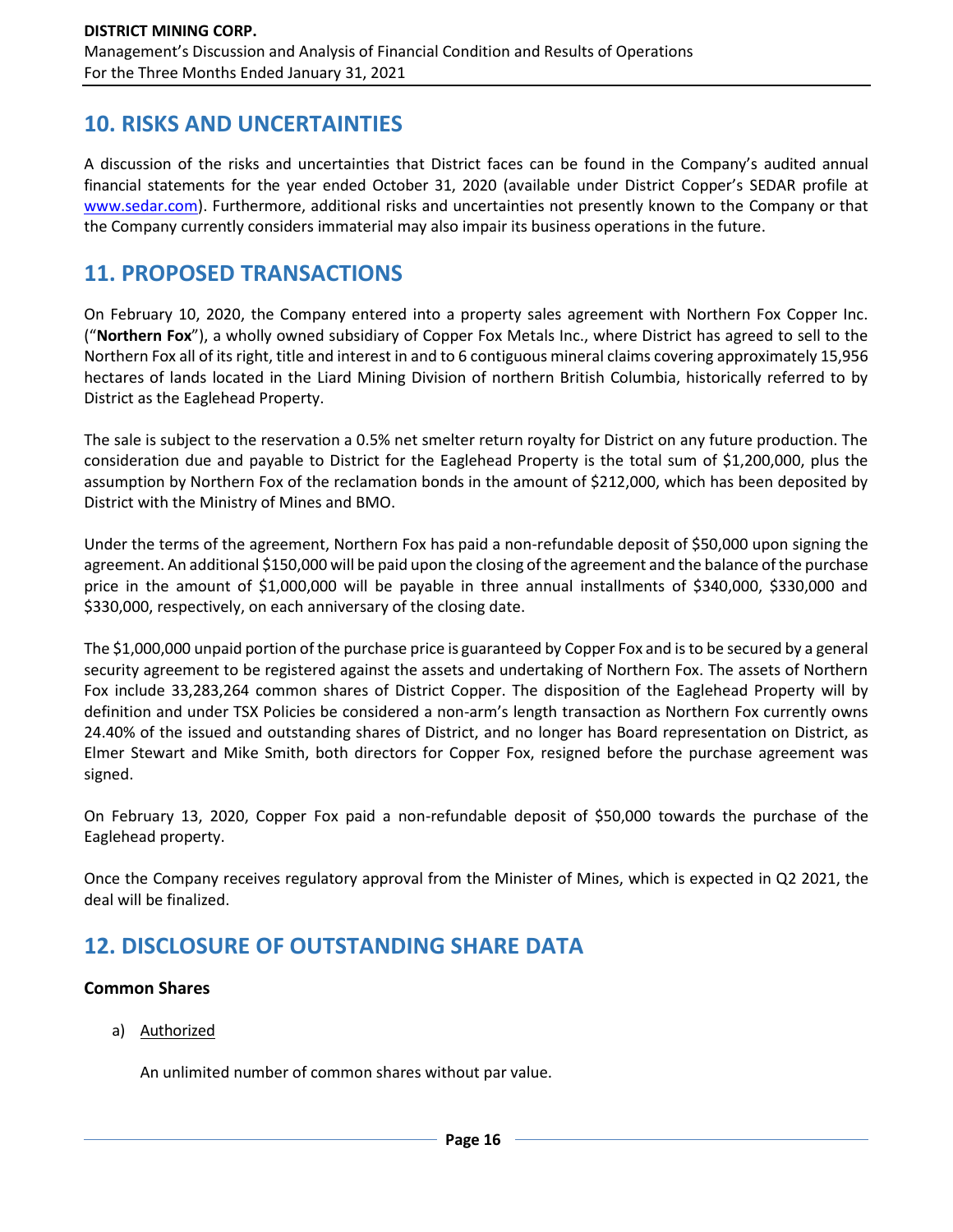## 10. RISKS AND UNCERTAINTIES

A discussion of the risks and uncertainties that District faces can be found in the Company's audited annual financial statements for the year ended October 31, 2020 (available under District Copper's SEDAR profile at www.sedar.com). Furthermore, additional risks and uncertainties not presently known to the Company or that the Company currently considers immaterial may also impair its business operations in the future.

## 11. PROPOSED TRANSACTIONS

On February 10, 2020, the Company entered into a property sales agreement with Northern Fox Copper Inc. ("**Northern Fox**"), a wholly owned subsidiary of Copper Fox Metals Inc., where District has agreed to sell to the Northern Fox all of its right, title and interest in and to 6 contiguous mineral claims covering approximately 15,956 hectares of lands located in the Liard Mining Division of northern British Columbia, historically referred to by District as the Eaglehead Property.

The sale is subject to the reservation a 0.5% net smelter return royalty for District on any future production. The consideration due and payable to District for the Eaglehead Property is the total sum of $1,200,000, plus the assumption by Northern Fox of the reclamation bonds in the amount of $212,000, which has been deposited by District with the Ministry of Mines and BMO.

Under the terms of the agreement, Northern Fox has paid a non-refundable deposit of $50,000 upon signing the agreement. An additional $150,000 will be paid upon the closing of the agreement and the balance of the purchase price in the amount of $1,000,000 will be payable in three annual installments of $340,000, $330,000 and $330,000, respectively, on each anniversary of the closing date.

The $1,000,000 unpaid portion of the purchase price is guaranteed by Copper Fox and is to be secured by a general security agreement to be registered against the assets and undertaking of Northern Fox. The assets of Northern Fox include 33,283,264 common shares of District Copper. The disposition of the Eaglehead Property will by definition and under TSX Policies be considered a non-arm's length transaction as Northern Fox currently owns 24.40% of the issued and outstanding shares of District, and no longer has Board representation on District, as Elmer Stewart and Mike Smith, both directors for Copper Fox, resigned before the purchase agreement was signed.

On February 13, 2020, Copper Fox paid a non-refundable deposit of $50,000 towards the purchase of the Eaglehead property.

Once the Company receives regulatory approval from the Minister of Mines, which is expected in Q2 2021, the deal will be finalized.

## 12. DISCLOSURE OF OUTSTANDING SHARE DATA

### Common Shares

a) Authorized

   An unlimited number of common shares without par value.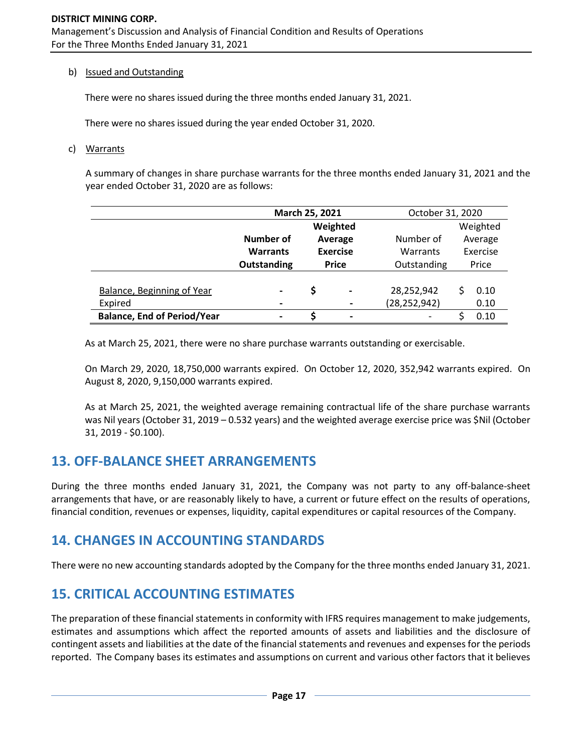b) Issued and Outstanding

There were no shares issued during the three months ended January 31, 2021.

There were no shares issued during the year ended October 31, 2020.

c) Warrants

A summary of changes in share purchase warrants for the three months ended January 31, 2021 and the year ended October 31, 2020 are as follows:

| | **March 25, 2021** | | October 31, 2020 | |
|---|---|---|---|---|
| | **Number of Warrants Outstanding** | **Weighted Average Exercise Price** | Number of Warrants Outstanding | Weighted Average Exercise Price |
| Balance, Beginning of Year | - | $ - | 28,252,942 | $ 0.10 |
| Expired | - | - | (28,252,942) | 0.10 |
| **Balance, End of Period/Year** | - | $ - | - | $ 0.10 |

As at March 25, 2021, there were no share purchase warrants outstanding or exercisable.

On March 29, 2020, 18,750,000 warrants expired. On October 12, 2020, 352,942 warrants expired. On August 8, 2020, 9,150,000 warrants expired.

As at March 25, 2021, the weighted average remaining contractual life of the share purchase warrants was Nil years (October 31, 2019 – 0.532 years) and the weighted average exercise price was $Nil (October 31, 2019 - $0.100).

## 13. OFF-BALANCE SHEET ARRANGEMENTS

During the three months ended January 31, 2021, the Company was not party to any off-balance-sheet arrangements that have, or are reasonably likely to have, a current or future effect on the results of operations, financial condition, revenues or expenses, liquidity, capital expenditures or capital resources of the Company.

## 14. CHANGES IN ACCOUNTING STANDARDS

There were no new accounting standards adopted by the Company for the three months ended January 31, 2021.

## 15. CRITICAL ACCOUNTING ESTIMATES

The preparation of these financial statements in conformity with IFRS requires management to make judgements, estimates and assumptions which affect the reported amounts of assets and liabilities and the disclosure of contingent assets and liabilities at the date of the financial statements and revenues and expenses for the periods reported. The Company bases its estimates and assumptions on current and various other factors that it believes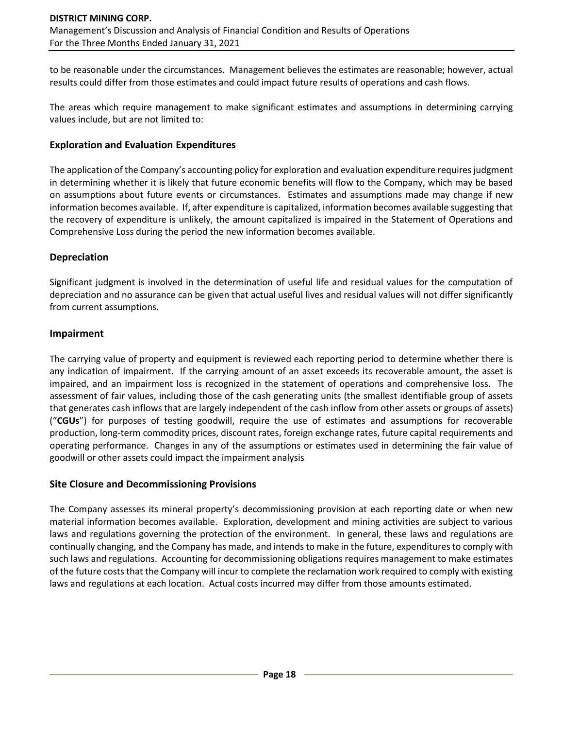to be reasonable under the circumstances. Management believes the estimates are reasonable; however, actual results could differ from those estimates and could impact future results of operations and cash flows.

The areas which require management to make significant estimates and assumptions in determining carrying values include, but are not limited to:

## Exploration and Evaluation Expenditures

The application of the Company's accounting policy for exploration and evaluation expenditure requires judgment in determining whether it is likely that future economic benefits will flow to the Company, which may be based on assumptions about future events or circumstances. Estimates and assumptions made may change if new information becomes available. If, after expenditure is capitalized, information becomes available suggesting that the recovery of expenditure is unlikely, the amount capitalized is impaired in the Statement of Operations and Comprehensive Loss during the period the new information becomes available.

## Depreciation

Significant judgment is involved in the determination of useful life and residual values for the computation of depreciation and no assurance can be given that actual useful lives and residual values will not differ significantly from current assumptions.

## Impairment

The carrying value of property and equipment is reviewed each reporting period to determine whether there is any indication of impairment. If the carrying amount of an asset exceeds its recoverable amount, the asset is impaired, and an impairment loss is recognized in the statement of operations and comprehensive loss. The assessment of fair values, including those of the cash generating units (the smallest identifiable group of assets that generates cash inflows that are largely independent of the cash inflow from other assets or groups of assets) ("**CGUs**") for purposes of testing goodwill, require the use of estimates and assumptions for recoverable production, long-term commodity prices, discount rates, foreign exchange rates, future capital requirements and operating performance. Changes in any of the assumptions or estimates used in determining the fair value of goodwill or other assets could impact the impairment analysis

## Site Closure and Decommissioning Provisions

The Company assesses its mineral property's decommissioning provision at each reporting date or when new material information becomes available. Exploration, development and mining activities are subject to various laws and regulations governing the protection of the environment. In general, these laws and regulations are continually changing, and the Company has made, and intends to make in the future, expenditures to comply with such laws and regulations. Accounting for decommissioning obligations requires management to make estimates of the future costs that the Company will incur to complete the reclamation work required to comply with existing laws and regulations at each location. Actual costs incurred may differ from those amounts estimated.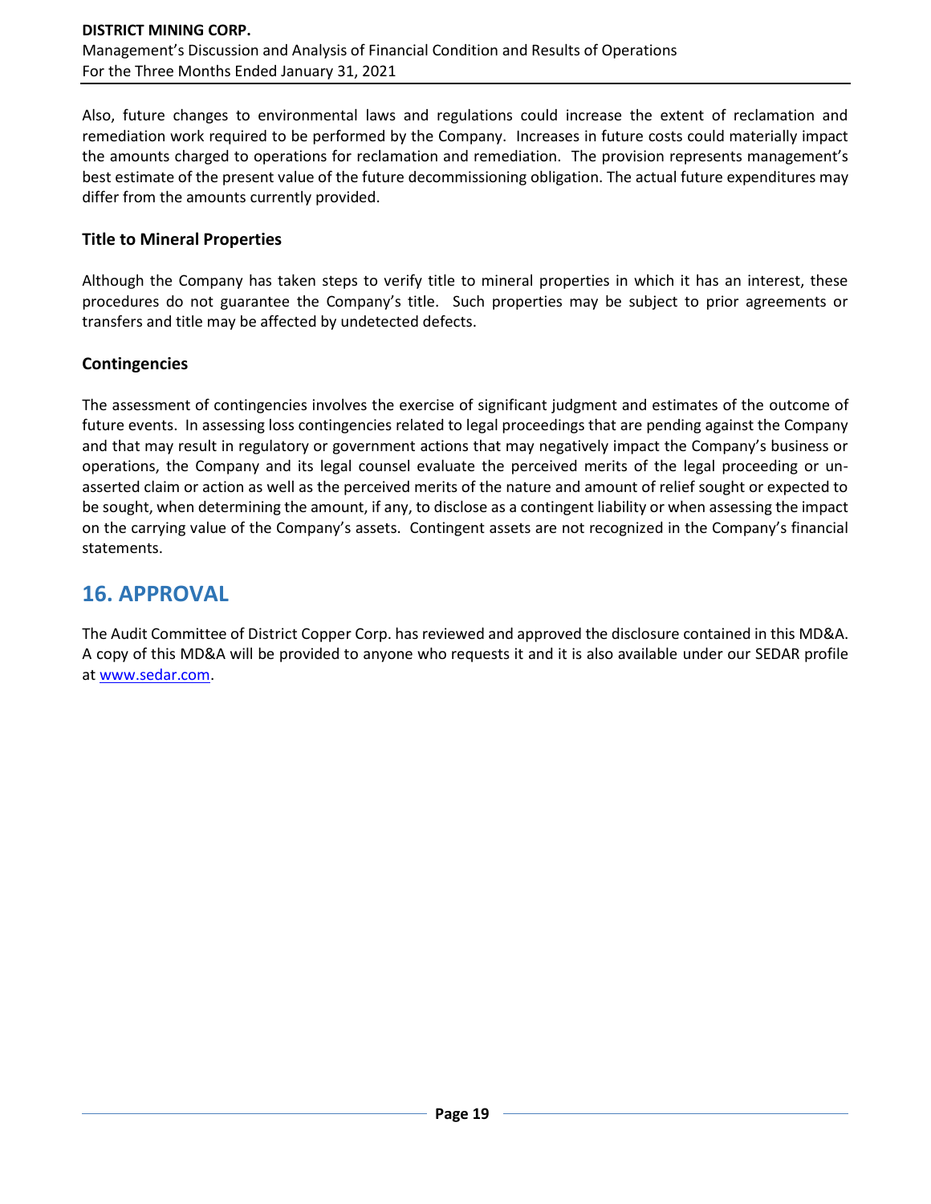Also, future changes to environmental laws and regulations could increase the extent of reclamation and remediation work required to be performed by the Company. Increases in future costs could materially impact the amounts charged to operations for reclamation and remediation. The provision represents management's best estimate of the present value of the future decommissioning obligation. The actual future expenditures may differ from the amounts currently provided.

### Title to Mineral Properties

Although the Company has taken steps to verify title to mineral properties in which it has an interest, these procedures do not guarantee the Company's title. Such properties may be subject to prior agreements or transfers and title may be affected by undetected defects.

### Contingencies

The assessment of contingencies involves the exercise of significant judgment and estimates of the outcome of future events. In assessing loss contingencies related to legal proceedings that are pending against the Company and that may result in regulatory or government actions that may negatively impact the Company's business or operations, the Company and its legal counsel evaluate the perceived merits of the legal proceeding or un-asserted claim or action as well as the perceived merits of the nature and amount of relief sought or expected to be sought, when determining the amount, if any, to disclose as a contingent liability or when assessing the impact on the carrying value of the Company's assets. Contingent assets are not recognized in the Company's financial statements.

## 16. APPROVAL

The Audit Committee of District Copper Corp. has reviewed and approved the disclosure contained in this MD&A. A copy of this MD&A will be provided to anyone who requests it and it is also available under our SEDAR profile at www.sedar.com.